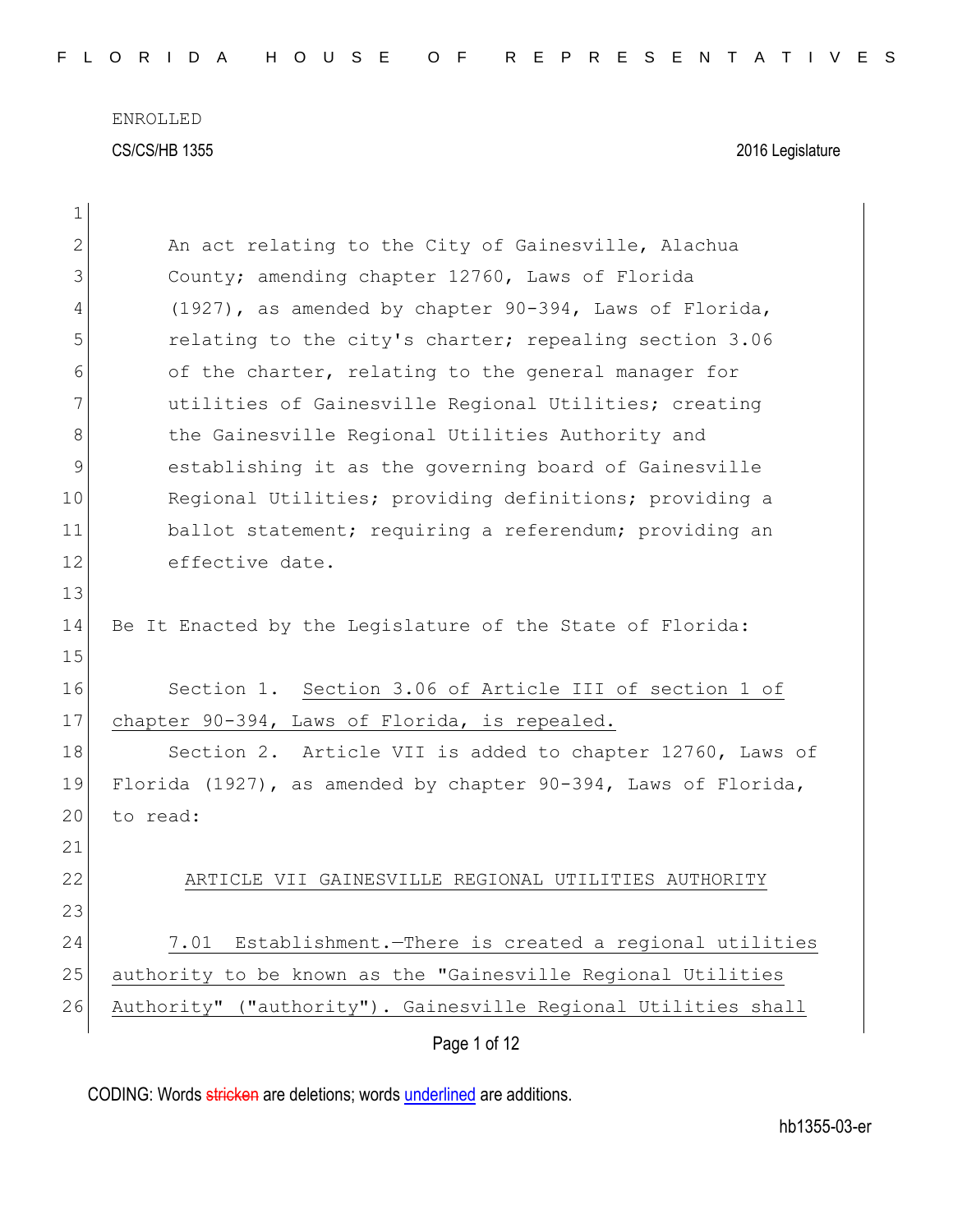ENROLLED

CS/CS/HB 1355 2016 Legislature

An act relating to the City of Gainesville, Alachua County; amending chapter 12760, Laws of Florida (1927), as amended by chapter 90-394, Laws of Florida, relating to the city's charter; repealing section 3.06 of the charter, relating to the general manager for utilities of Gainesville Regional Utilities; creating the Gainesville Regional Utilities Authority and establishing it as the governing board of Gainesville Regional Utilities; providing definitions; providing a ballot statement; requiring a referendum; providing an effective date.

Be It Enacted by the Legislature of the State of Florida:

Section 1. Section 3.06 of Article III of section 1 of chapter 90-394, Laws of Florida, is repealed.

Section 2. Article VII is added to chapter 12760, Laws of Florida (1927), as amended by chapter 90-394, Laws of Florida, to read:

ARTICLE VII GAINESVILLE REGIONAL UTILITIES AUTHORITY

7.01 Establishment.—There is created a regional utilities authority to be known as the "Gainesville Regional Utilities Authority" ("authority"). Gainesville Regional Utilities shall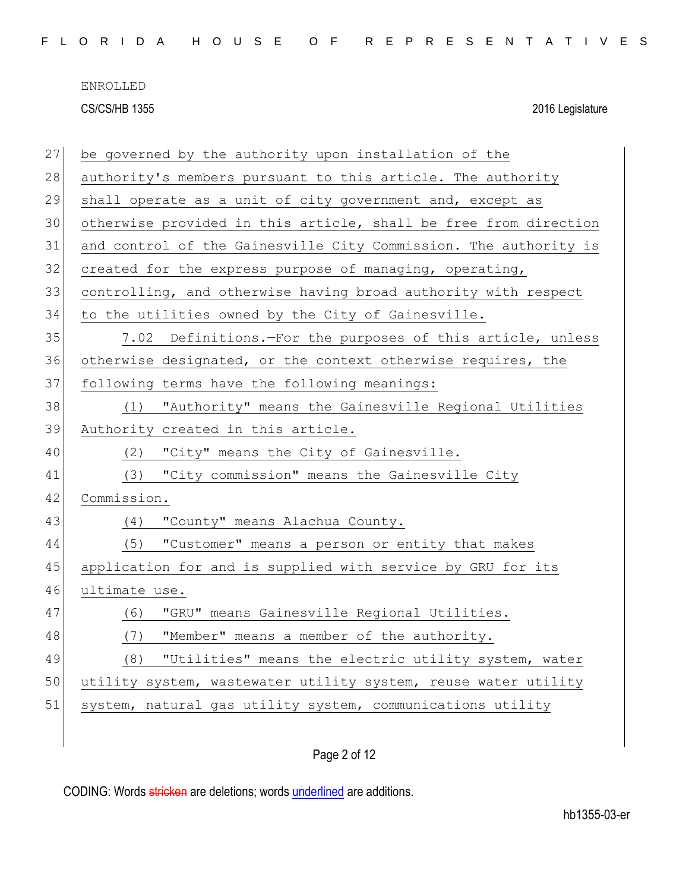ENROLLED

CS/CS/HB 1355 2016 Legislature

be governed by the authority upon installation of the authority's members pursuant to this article. The authority shall operate as a unit of city government and, except as otherwise provided in this article, shall be free from direction and control of the Gainesville City Commission. The authority is created for the express purpose of managing, operating, controlling, and otherwise having broad authority with respect to the utilities owned by the City of Gainesville.

7.02 Definitions.—For the purposes of this article, unless otherwise designated, or the context otherwise requires, the following terms have the following meanings:

(1) "Authority" means the Gainesville Regional Utilities Authority created in this article.

(2) "City" means the City of Gainesville.

(3) "City commission" means the Gainesville City Commission.

(4) "County" means Alachua County.

(5) "Customer" means a person or entity that makes application for and is supplied with service by GRU for its ultimate use.

(6) "GRU" means Gainesville Regional Utilities.

(7) "Member" means a member of the authority.

(8) "Utilities" means the electric utility system, water utility system, wastewater utility system, reuse water utility system, natural gas utility system, communications utility

CODING: Words stricken are deletions; words underlined are additions.

hb1355-03-er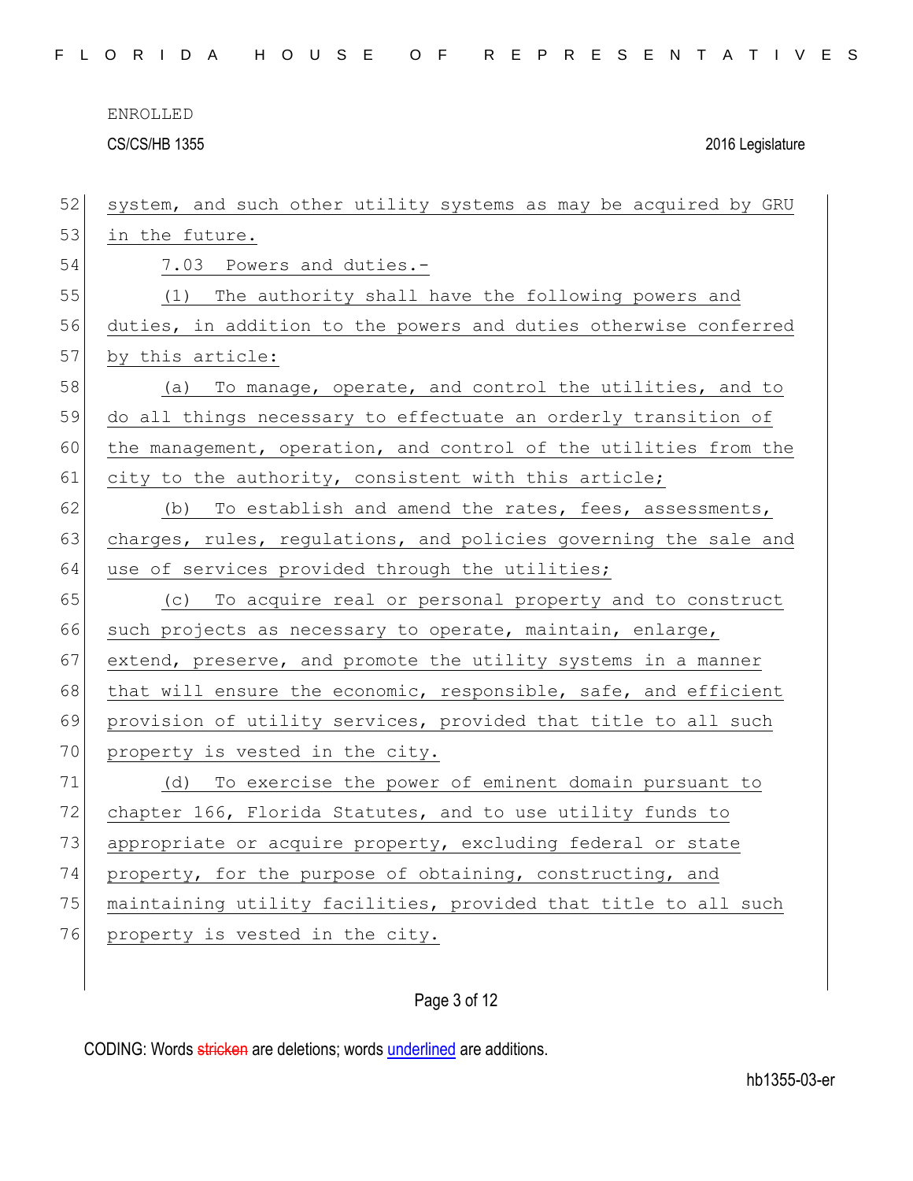system, and such other utility systems as may be acquired by GRU in the future.

7.03 Powers and duties.-

(1) The authority shall have the following powers and duties, in addition to the powers and duties otherwise conferred by this article:

(a) To manage, operate, and control the utilities, and to do all things necessary to effectuate an orderly transition of the management, operation, and control of the utilities from the city to the authority, consistent with this article;

(b) To establish and amend the rates, fees, assessments, charges, rules, regulations, and policies governing the sale and use of services provided through the utilities;

(c) To acquire real or personal property and to construct such projects as necessary to operate, maintain, enlarge, extend, preserve, and promote the utility systems in a manner that will ensure the economic, responsible, safe, and efficient provision of utility services, provided that title to all such property is vested in the city.

(d) To exercise the power of eminent domain pursuant to chapter 166, Florida Statutes, and to use utility funds to appropriate or acquire property, excluding federal or state property, for the purpose of obtaining, constructing, and maintaining utility facilities, provided that title to all such property is vested in the city.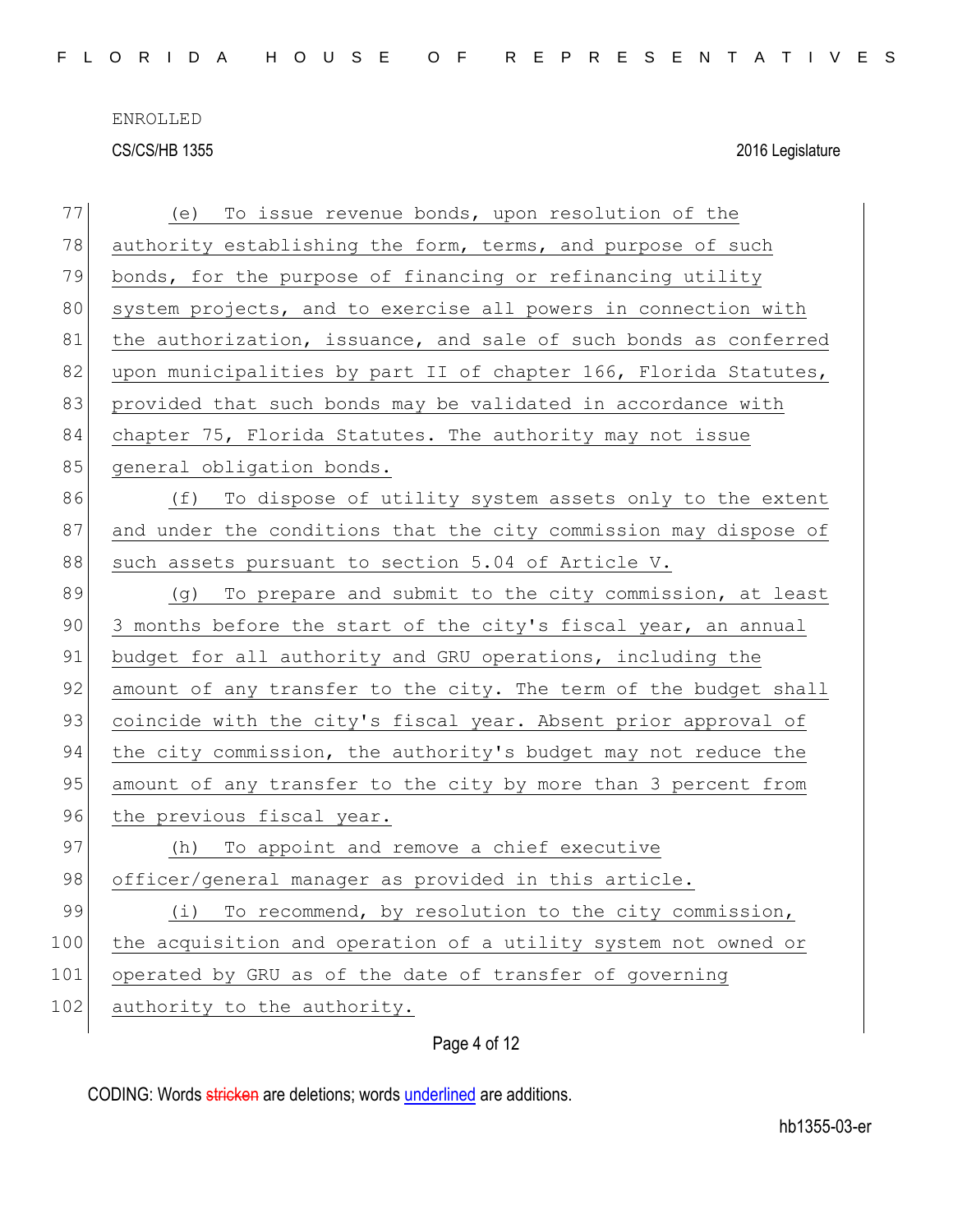(e) To issue revenue bonds, upon resolution of the authority establishing the form, terms, and purpose of such bonds, for the purpose of financing or refinancing utility system projects, and to exercise all powers in connection with the authorization, issuance, and sale of such bonds as conferred upon municipalities by part II of chapter 166, Florida Statutes, provided that such bonds may be validated in accordance with chapter 75, Florida Statutes. The authority may not issue general obligation bonds.

(f) To dispose of utility system assets only to the extent and under the conditions that the city commission may dispose of such assets pursuant to section 5.04 of Article V.

(g) To prepare and submit to the city commission, at least 3 months before the start of the city's fiscal year, an annual budget for all authority and GRU operations, including the amount of any transfer to the city. The term of the budget shall coincide with the city's fiscal year. Absent prior approval of the city commission, the authority's budget may not reduce the amount of any transfer to the city by more than 3 percent from the previous fiscal year.

(h) To appoint and remove a chief executive officer/general manager as provided in this article.

(i) To recommend, by resolution to the city commission, the acquisition and operation of a utility system not owned or operated by GRU as of the date of transfer of governing authority to the authority.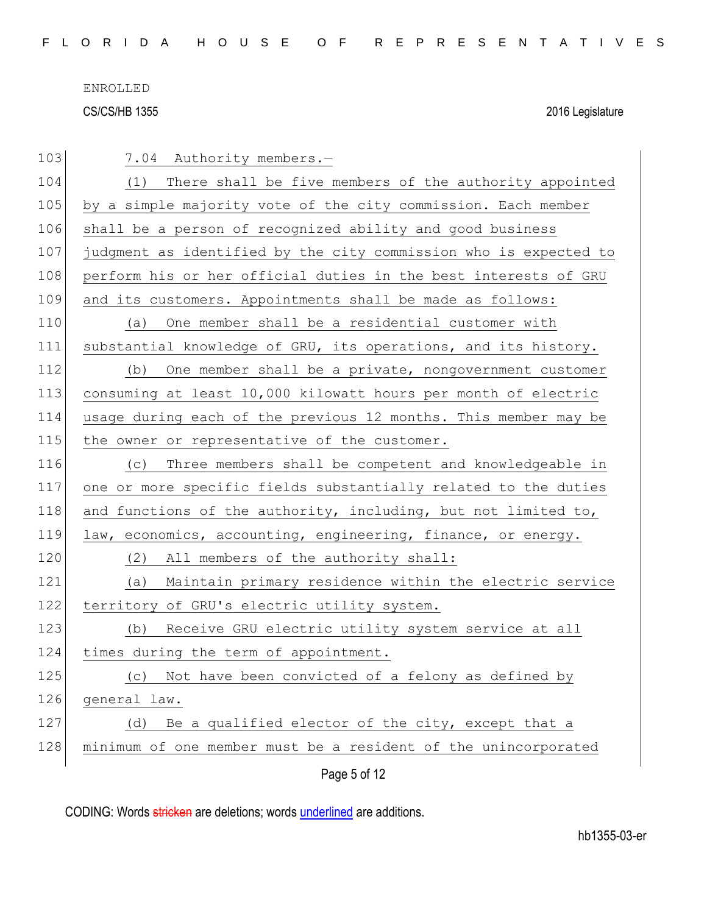7.04 Authority members.—

(1) There shall be five members of the authority appointed by a simple majority vote of the city commission. Each member shall be a person of recognized ability and good business judgment as identified by the city commission who is expected to perform his or her official duties in the best interests of GRU and its customers. Appointments shall be made as follows:

(a) One member shall be a residential customer with substantial knowledge of GRU, its operations, and its history.

(b) One member shall be a private, nongovernment customer consuming at least 10,000 kilowatt hours per month of electric usage during each of the previous 12 months. This member may be the owner or representative of the customer.

(c) Three members shall be competent and knowledgeable in one or more specific fields substantially related to the duties and functions of the authority, including, but not limited to, law, economics, accounting, engineering, finance, or energy.

(2) All members of the authority shall:

(a) Maintain primary residence within the electric service territory of GRU's electric utility system.

(b) Receive GRU electric utility system service at all times during the term of appointment.

(c) Not have been convicted of a felony as defined by general law.

(d) Be a qualified elector of the city, except that a minimum of one member must be a resident of the unincorporated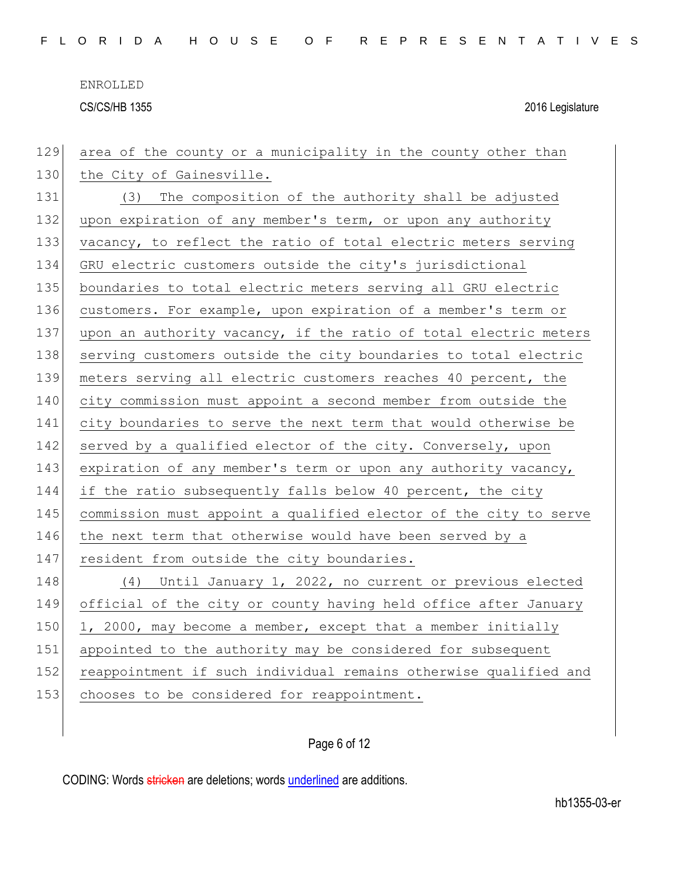area of the county or a municipality in the county other than the City of Gainesville.

(3) The composition of the authority shall be adjusted upon expiration of any member's term, or upon any authority vacancy, to reflect the ratio of total electric meters serving GRU electric customers outside the city's jurisdictional boundaries to total electric meters serving all GRU electric customers. For example, upon expiration of a member's term or upon an authority vacancy, if the ratio of total electric meters serving customers outside the city boundaries to total electric meters serving all electric customers reaches 40 percent, the city commission must appoint a second member from outside the city boundaries to serve the next term that would otherwise be served by a qualified elector of the city. Conversely, upon expiration of any member's term or upon any authority vacancy, if the ratio subsequently falls below 40 percent, the city commission must appoint a qualified elector of the city to serve the next term that otherwise would have been served by a resident from outside the city boundaries.

(4) Until January 1, 2022, no current or previous elected official of the city or county having held office after January 1, 2000, may become a member, except that a member initially appointed to the authority may be considered for subsequent reappointment if such individual remains otherwise qualified and chooses to be considered for reappointment.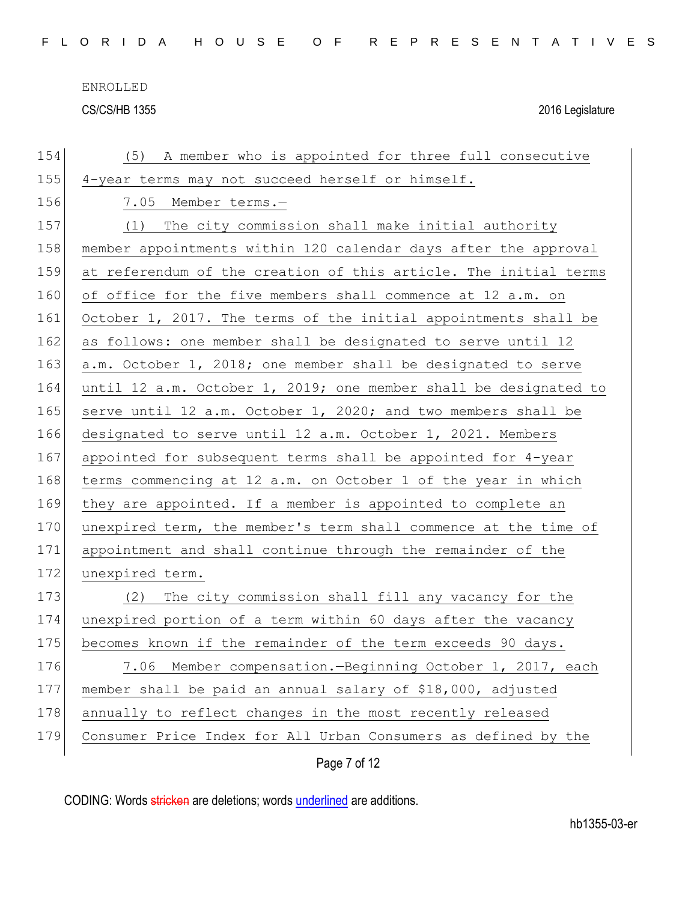(5) A member who is appointed for three full consecutive 4-year terms may not succeed herself or himself.

7.05 Member terms.—

(1) The city commission shall make initial authority member appointments within 120 calendar days after the approval at referendum of the creation of this article. The initial terms of office for the five members shall commence at 12 a.m. on October 1, 2017. The terms of the initial appointments shall be as follows: one member shall be designated to serve until 12 a.m. October 1, 2018; one member shall be designated to serve until 12 a.m. October 1, 2019; one member shall be designated to serve until 12 a.m. October 1, 2020; and two members shall be designated to serve until 12 a.m. October 1, 2021. Members appointed for subsequent terms shall be appointed for 4-year terms commencing at 12 a.m. on October 1 of the year in which they are appointed. If a member is appointed to complete an unexpired term, the member's term shall commence at the time of appointment and shall continue through the remainder of the unexpired term.

(2) The city commission shall fill any vacancy for the unexpired portion of a term within 60 days after the vacancy becomes known if the remainder of the term exceeds 90 days.

7.06 Member compensation.—Beginning October 1, 2017, each member shall be paid an annual salary of $18,000, adjusted annually to reflect changes in the most recently released Consumer Price Index for All Urban Consumers as defined by the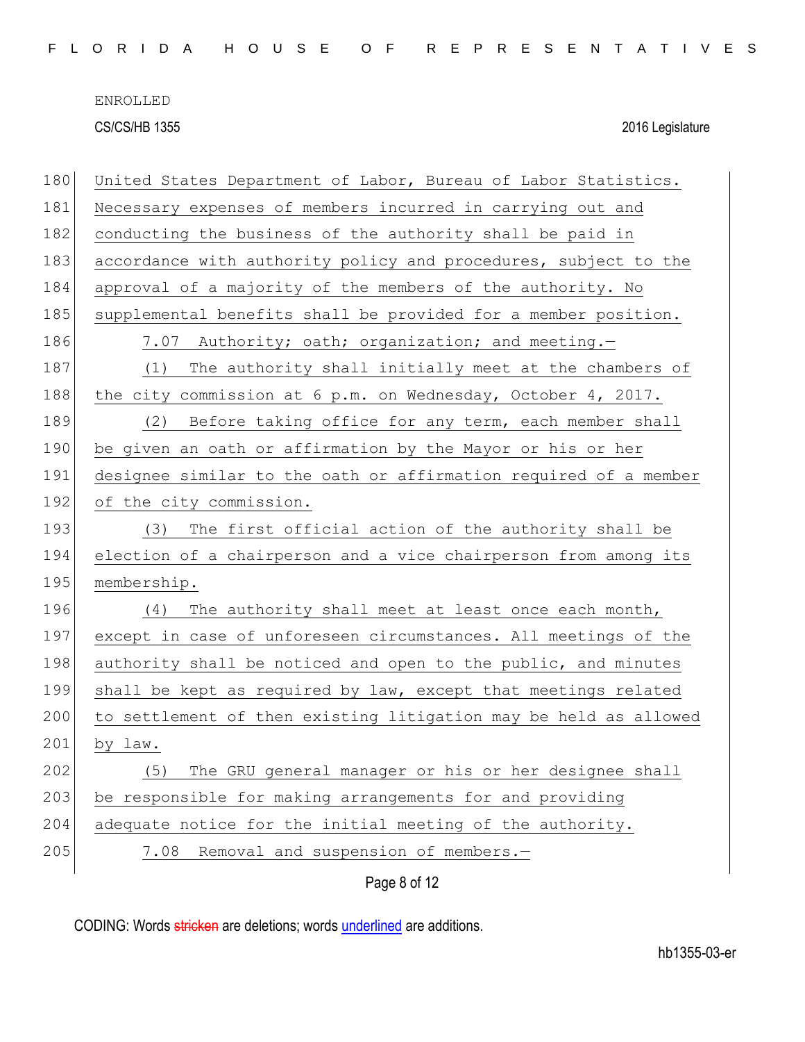United States Department of Labor, Bureau of Labor Statistics. Necessary expenses of members incurred in carrying out and conducting the business of the authority shall be paid in accordance with authority policy and procedures, subject to the approval of a majority of the members of the authority. No supplemental benefits shall be provided for a member position.

7.07 Authority; oath; organization; and meeting.—

(1) The authority shall initially meet at the chambers of the city commission at 6 p.m. on Wednesday, October 4, 2017.

(2) Before taking office for any term, each member shall be given an oath or affirmation by the Mayor or his or her designee similar to the oath or affirmation required of a member of the city commission.

(3) The first official action of the authority shall be election of a chairperson and a vice chairperson from among its membership.

(4) The authority shall meet at least once each month, except in case of unforeseen circumstances. All meetings of the authority shall be noticed and open to the public, and minutes shall be kept as required by law, except that meetings related to settlement of then existing litigation may be held as allowed by law.

(5) The GRU general manager or his or her designee shall be responsible for making arrangements for and providing adequate notice for the initial meeting of the authority.

7.08 Removal and suspension of members.—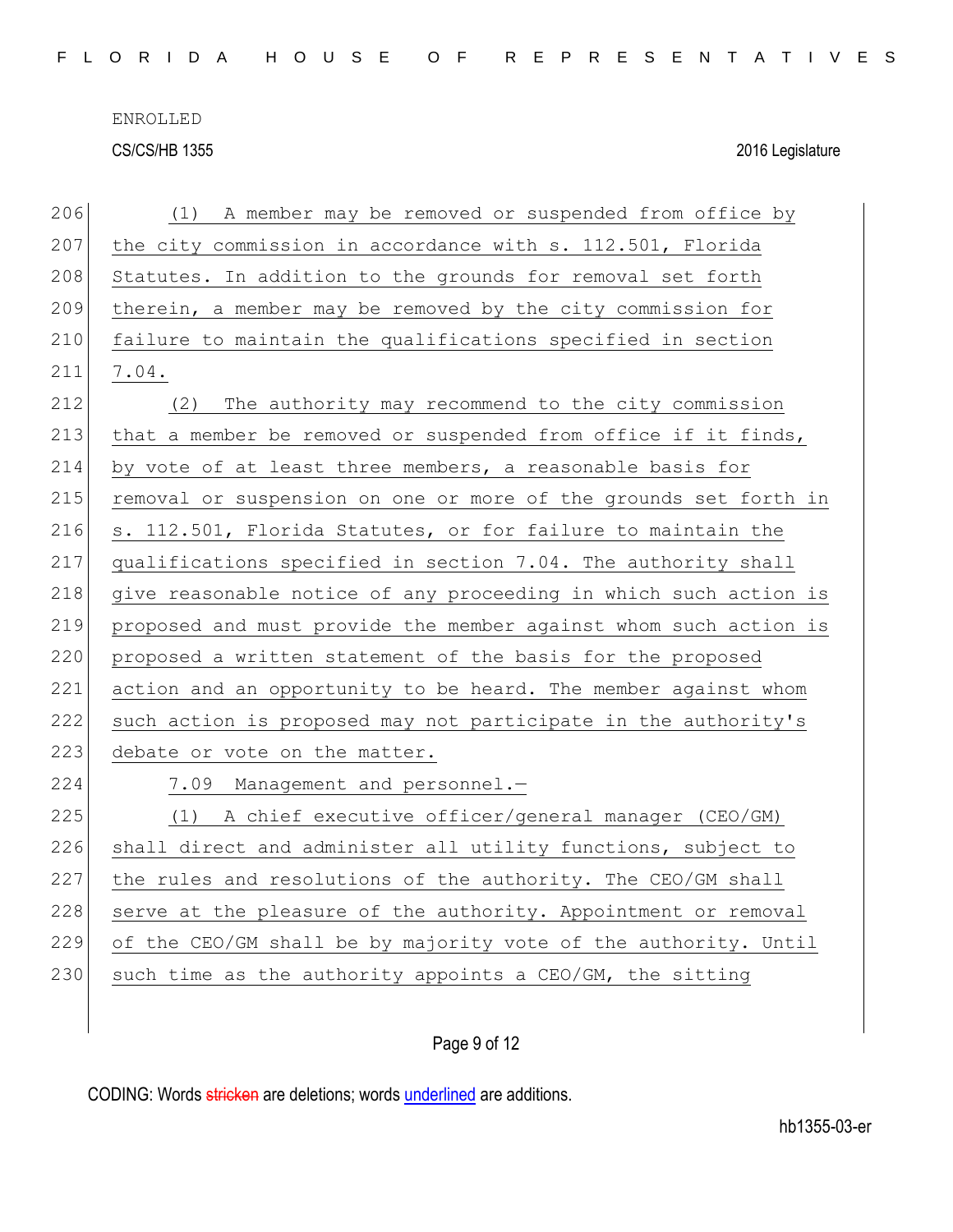(1) A member may be removed or suspended from office by the city commission in accordance with s. 112.501, Florida Statutes. In addition to the grounds for removal set forth therein, a member may be removed by the city commission for failure to maintain the qualifications specified in section 7.04.

(2) The authority may recommend to the city commission that a member be removed or suspended from office if it finds, by vote of at least three members, a reasonable basis for removal or suspension on one or more of the grounds set forth in s. 112.501, Florida Statutes, or for failure to maintain the qualifications specified in section 7.04. The authority shall give reasonable notice of any proceeding in which such action is proposed and must provide the member against whom such action is proposed a written statement of the basis for the proposed action and an opportunity to be heard. The member against whom such action is proposed may not participate in the authority's debate or vote on the matter.

7.09 Management and personnel.—

(1) A chief executive officer/general manager (CEO/GM) shall direct and administer all utility functions, subject to the rules and resolutions of the authority. The CEO/GM shall serve at the pleasure of the authority. Appointment or removal of the CEO/GM shall be by majority vote of the authority. Until such time as the authority appoints a CEO/GM, the sitting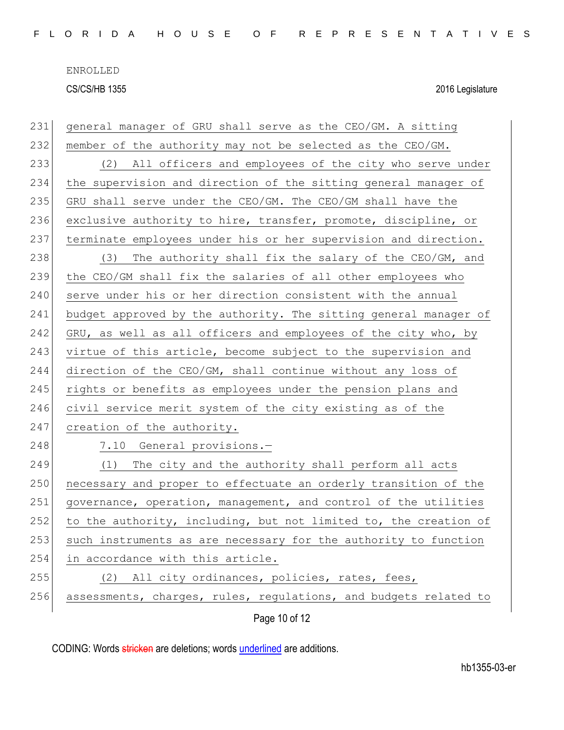general manager of GRU shall serve as the CEO/GM. A sitting member of the authority may not be selected as the CEO/GM.

(2) All officers and employees of the city who serve under the supervision and direction of the sitting general manager of GRU shall serve under the CEO/GM. The CEO/GM shall have the exclusive authority to hire, transfer, promote, discipline, or terminate employees under his or her supervision and direction.

(3) The authority shall fix the salary of the CEO/GM, and the CEO/GM shall fix the salaries of all other employees who serve under his or her direction consistent with the annual budget approved by the authority. The sitting general manager of GRU, as well as all officers and employees of the city who, by virtue of this article, become subject to the supervision and direction of the CEO/GM, shall continue without any loss of rights or benefits as employees under the pension plans and civil service merit system of the city existing as of the creation of the authority.

7.10 General provisions.—

(1) The city and the authority shall perform all acts necessary and proper to effectuate an orderly transition of the governance, operation, management, and control of the utilities to the authority, including, but not limited to, the creation of such instruments as are necessary for the authority to function in accordance with this article.

(2) All city ordinances, policies, rates, fees, assessments, charges, rules, regulations, and budgets related to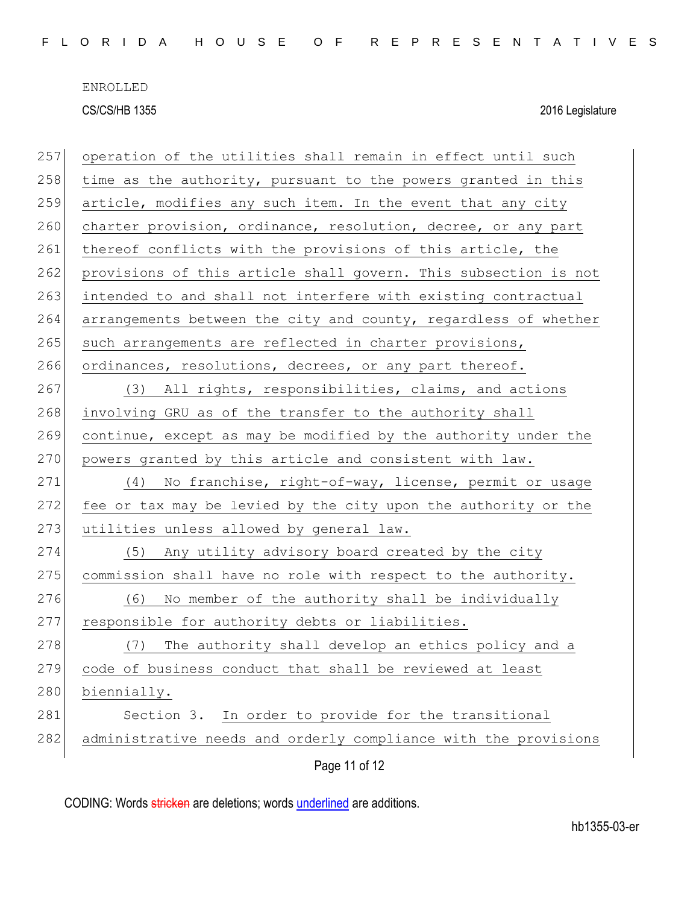operation of the utilities shall remain in effect until such time as the authority, pursuant to the powers granted in this article, modifies any such item. In the event that any city charter provision, ordinance, resolution, decree, or any part thereof conflicts with the provisions of this article, the provisions of this article shall govern. This subsection is not intended to and shall not interfere with existing contractual arrangements between the city and county, regardless of whether such arrangements are reflected in charter provisions, ordinances, resolutions, decrees, or any part thereof.

(3) All rights, responsibilities, claims, and actions involving GRU as of the transfer to the authority shall continue, except as may be modified by the authority under the powers granted by this article and consistent with law.

(4) No franchise, right-of-way, license, permit or usage fee or tax may be levied by the city upon the authority or the utilities unless allowed by general law.

(5) Any utility advisory board created by the city commission shall have no role with respect to the authority.

(6) No member of the authority shall be individually responsible for authority debts or liabilities.

(7) The authority shall develop an ethics policy and a code of business conduct that shall be reviewed at least biennially.

Section 3. In order to provide for the transitional administrative needs and orderly compliance with the provisions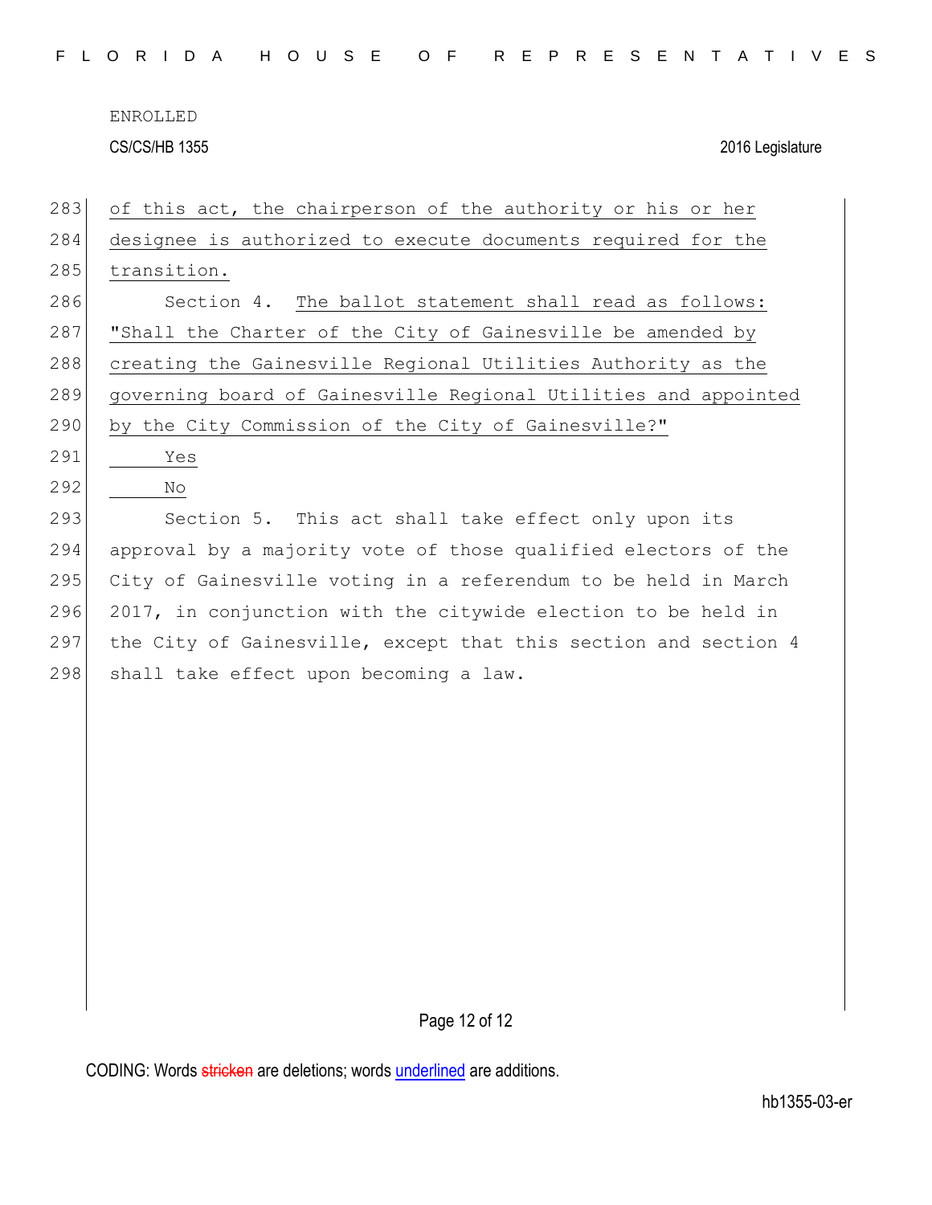ENROLLED

CS/CS/HB 1355 2016 Legislature

of this act, the chairperson of the authority or his or her designee is authorized to execute documents required for the transition.

Section 4. The ballot statement shall read as follows: "Shall the Charter of the City of Gainesville be amended by creating the Gainesville Regional Utilities Authority as the governing board of Gainesville Regional Utilities and appointed by the City Commission of the City of Gainesville?"

____ Yes

____ No

Section 5. This act shall take effect only upon its approval by a majority vote of those qualified electors of the City of Gainesville voting in a referendum to be held in March 2017, in conjunction with the citywide election to be held in the City of Gainesville, except that this section and section 4 shall take effect upon becoming a law.

CODING: Words stricken are deletions; words underlined are additions.

hb1355-03-er